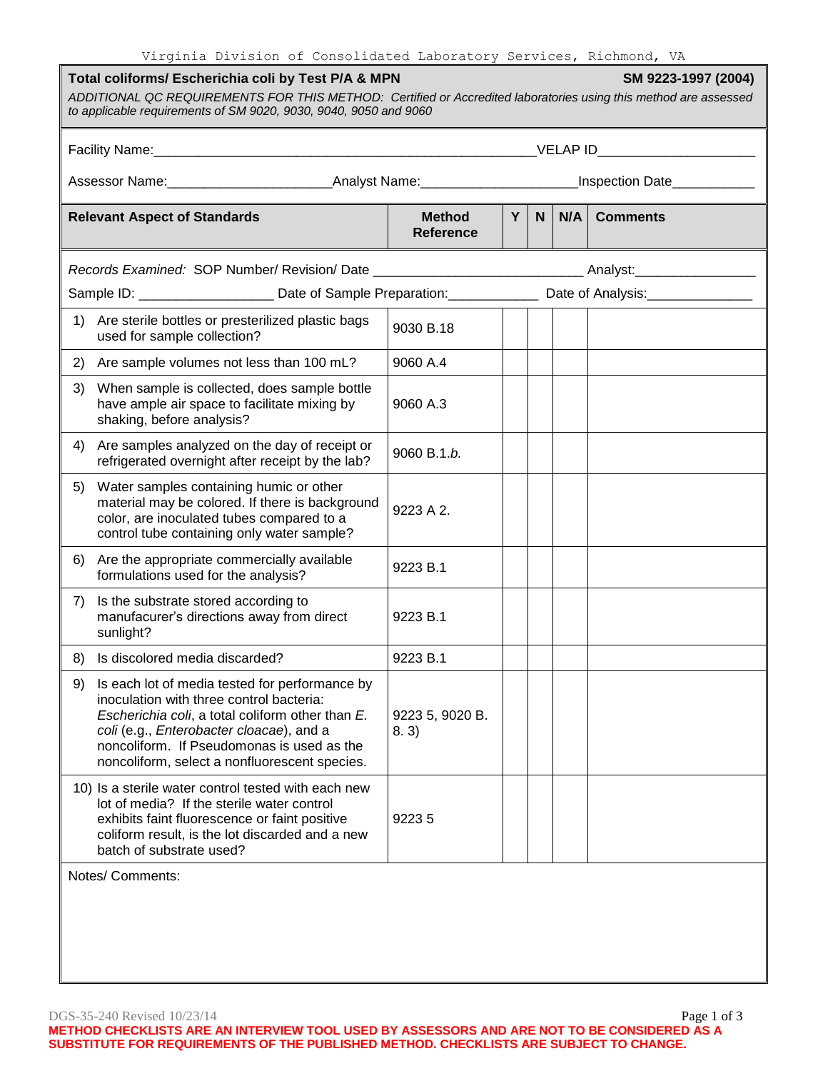Virginia Division of Consolidated Laboratory Services, Richmond, VA

**Total coliforms/ Escherichia coli by Test P/A & MPN** **SM 9223-1997 (2004)**

*ADDITIONAL QC REQUIREMENTS FOR THIS METHOD: Certified or Accredited laboratories using this method are assessed to applicable requirements of SM 9020, 9030, 9040, 9050 and 9060*

Facility Name:_____________________________________________VELAP ID__________________

Assessor Name:____________________Analyst Name:___________________Inspection Date__________

*Records Examined:* SOP Number/ Revision/ Date _________________________ Analyst:______________

Sample ID: ________________ Date of Sample Preparation:___________ Date of Analysis:_____________

| Relevant Aspect of Standards | Method Reference | Y | N | N/A | Comments |
|---|---|---|---|---|---|
| 1) Are sterile bottles or presterilized plastic bags used for sample collection? | 9030 B.18 | | | | |
| 2) Are sample volumes not less than 100 mL? | 9060 A.4 | | | | |
| 3) When sample is collected, does sample bottle have ample air space to facilitate mixing by shaking, before analysis? | 9060 A.3 | | | | |
| 4) Are samples analyzed on the day of receipt or refrigerated overnight after receipt by the lab? | 9060 B.1.*b.* | | | | |
| 5) Water samples containing humic or other material may be colored. If there is background color, are inoculated tubes compared to a control tube containing only water sample? | 9223 A 2. | | | | |
| 6) Are the appropriate commercially available formulations used for the analysis? | 9223 B.1 | | | | |
| 7) Is the substrate stored according to manufacurer's directions away from direct sunlight? | 9223 B.1 | | | | |
| 8) Is discolored media discarded? | 9223 B.1 | | | | |
| 9) Is each lot of media tested for performance by inoculation with three control bacteria: *Escherichia coli*, a total coliform other than *E. coli* (e.g., *Enterobacter cloacae*), and a noncoliform. If Pseudomonas is used as the noncoliform, select a nonfluorescent species. | 9223 5, 9020 B. 8. 3) | | | | |
| 10) Is a sterile water control tested with each new lot of media? If the sterile water control exhibits faint fluorescence or faint positive coliform result, is the lot discarded and a new batch of substrate used? | 9223 5 | | | | |

Notes/ Comments:

DGS-35-240 Revised 10/23/14

**METHOD CHECKLISTS ARE AN INTERVIEW TOOL USED BY ASSESSORS AND ARE NOT TO BE CONSIDERED AS A SUBSTITUTE FOR REQUIREMENTS OF THE PUBLISHED METHOD. CHECKLISTS ARE SUBJECT TO CHANGE.**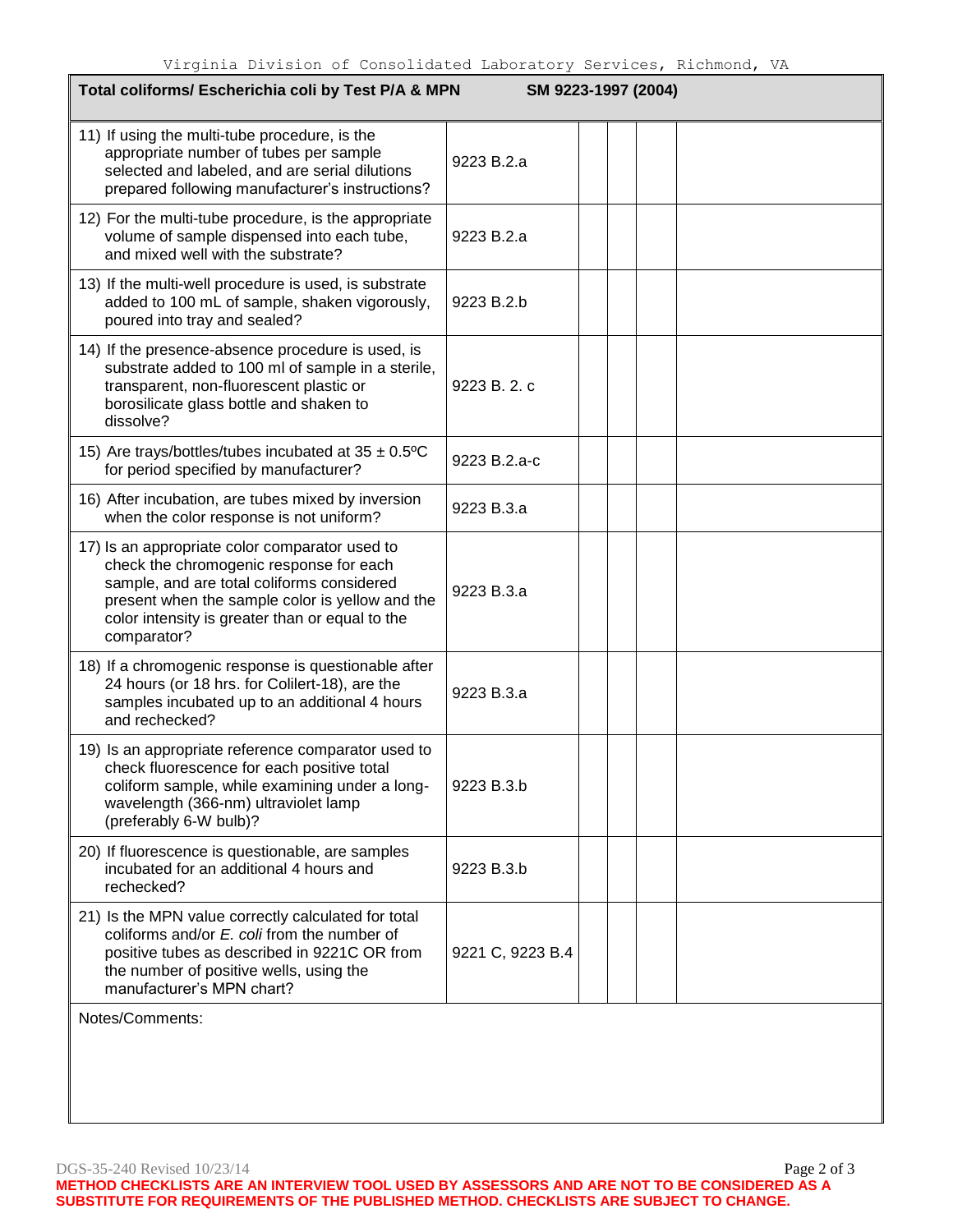Virginia Division of Consolidated Laboratory Services, Richmond, VA

| Total coliforms/ Escherichia coli by Test P/A & MPN | SM 9223-1997 (2004) | | | | |
|---|---|---|---|---|---|
| 11) If using the multi-tube procedure, is the appropriate number of tubes per sample selected and labeled, and are serial dilutions prepared following manufacturer's instructions? | 9223 B.2.a | | | | |
| 12) For the multi-tube procedure, is the appropriate volume of sample dispensed into each tube, and mixed well with the substrate? | 9223 B.2.a | | | | |
| 13) If the multi-well procedure is used, is substrate added to 100 mL of sample, shaken vigorously, poured into tray and sealed? | 9223 B.2.b | | | | |
| 14) If the presence-absence procedure is used, is substrate added to 100 ml of sample in a sterile, transparent, non-fluorescent plastic or borosilicate glass bottle and shaken to dissolve? | 9223 B. 2. c | | | | |
| 15) Are trays/bottles/tubes incubated at 35 ± 0.5ºC for period specified by manufacturer? | 9223 B.2.a-c | | | | |
| 16) After incubation, are tubes mixed by inversion when the color response is not uniform? | 9223 B.3.a | | | | |
| 17) Is an appropriate color comparator used to check the chromogenic response for each sample, and are total coliforms considered present when the sample color is yellow and the color intensity is greater than or equal to the comparator? | 9223 B.3.a | | | | |
| 18) If a chromogenic response is questionable after 24 hours (or 18 hrs. for Colilert-18), are the samples incubated up to an additional 4 hours and rechecked? | 9223 B.3.a | | | | |
| 19) Is an appropriate reference comparator used to check fluorescence for each positive total coliform sample, while examining under a long-wavelength (366-nm) ultraviolet lamp (preferably 6-W bulb)? | 9223 B.3.b | | | | |
| 20) If fluorescence is questionable, are samples incubated for an additional 4 hours and rechecked? | 9223 B.3.b | | | | |
| 21) Is the MPN value correctly calculated for total coliforms and/or *E. coli* from the number of positive tubes as described in 9221C OR from the number of positive wells, using the manufacturer's MPN chart? | 9221 C, 9223 B.4 | | | | |

Notes/Comments:

DGS-35-240 Revised 10/23/14

**METHOD CHECKLISTS ARE AN INTERVIEW TOOL USED BY ASSESSORS AND ARE NOT TO BE CONSIDERED AS A SUBSTITUTE FOR REQUIREMENTS OF THE PUBLISHED METHOD. CHECKLISTS ARE SUBJECT TO CHANGE.**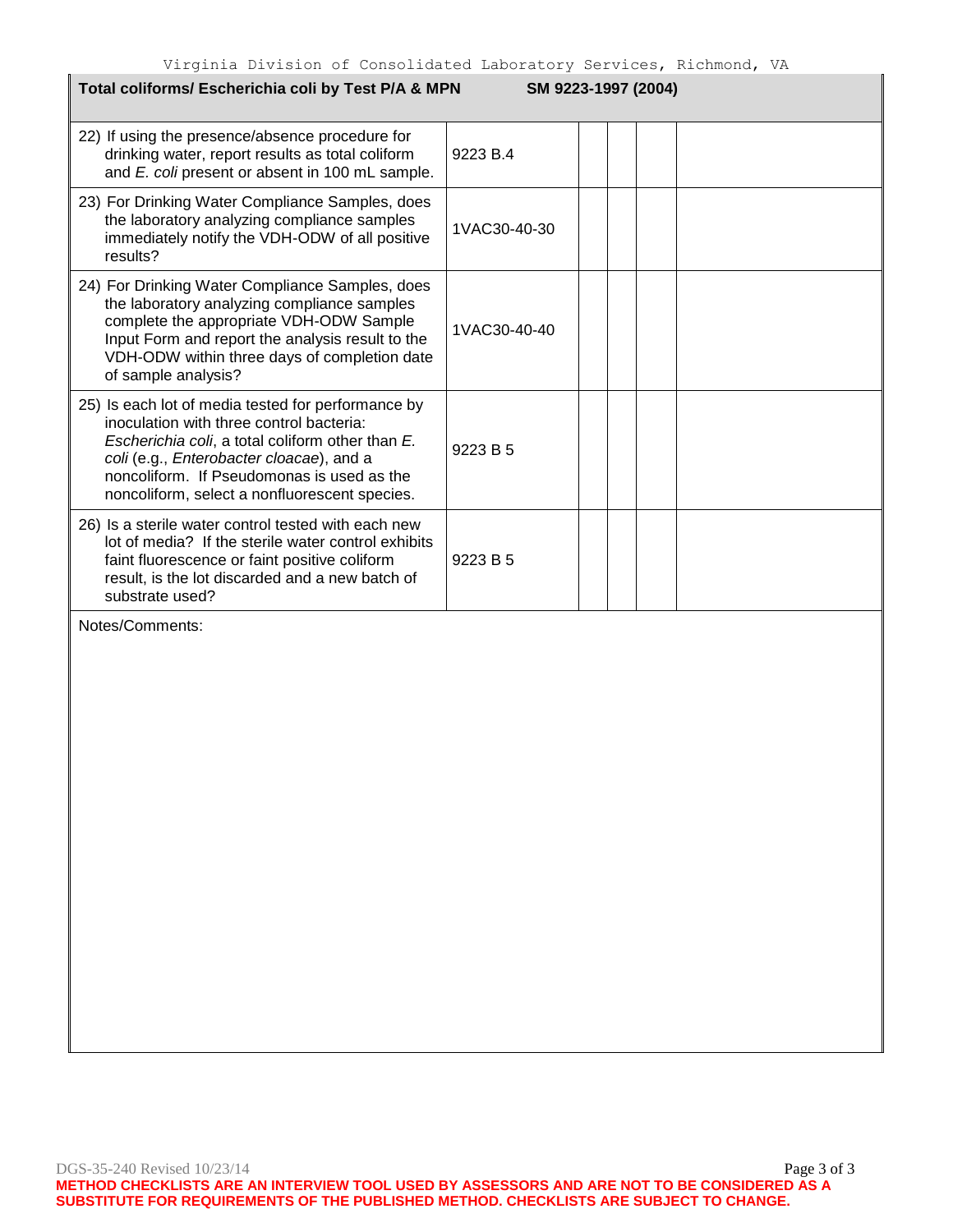| Total coliforms/ Escherichia coli by Test P/A & MPN | SM 9223-1997 (2004) | | | | |
|---|---|---|---|---|---|
| 22) If using the presence/absence procedure for drinking water, report results as total coliform and *E. coli* present or absent in 100 mL sample. | 9223 B.4 | | | | |
| 23) For Drinking Water Compliance Samples, does the laboratory analyzing compliance samples immediately notify the VDH-ODW of all positive results? | 1VAC30-40-30 | | | | |
| 24) For Drinking Water Compliance Samples, does the laboratory analyzing compliance samples complete the appropriate VDH-ODW Sample Input Form and report the analysis result to the VDH-ODW within three days of completion date of sample analysis? | 1VAC30-40-40 | | | | |
| 25) Is each lot of media tested for performance by inoculation with three control bacteria: *Escherichia coli*, a total coliform other than *E. coli* (e.g., *Enterobacter cloacae*), and a noncoliform. If Pseudomonas is used as the noncoliform, select a nonfluorescent species. | 9223 B 5 | | | | |
| 26) Is a sterile water control tested with each new lot of media? If the sterile water control exhibits faint fluorescence or faint positive coliform result, is the lot discarded and a new batch of substrate used? | 9223 B 5 | | | | |

Notes/Comments:

DGS-35-240 Revised 10/23/14

**METHOD CHECKLISTS ARE AN INTERVIEW TOOL USED BY ASSESSORS AND ARE NOT TO BE CONSIDERED AS A SUBSTITUTE FOR REQUIREMENTS OF THE PUBLISHED METHOD. CHECKLISTS ARE SUBJECT TO CHANGE.**